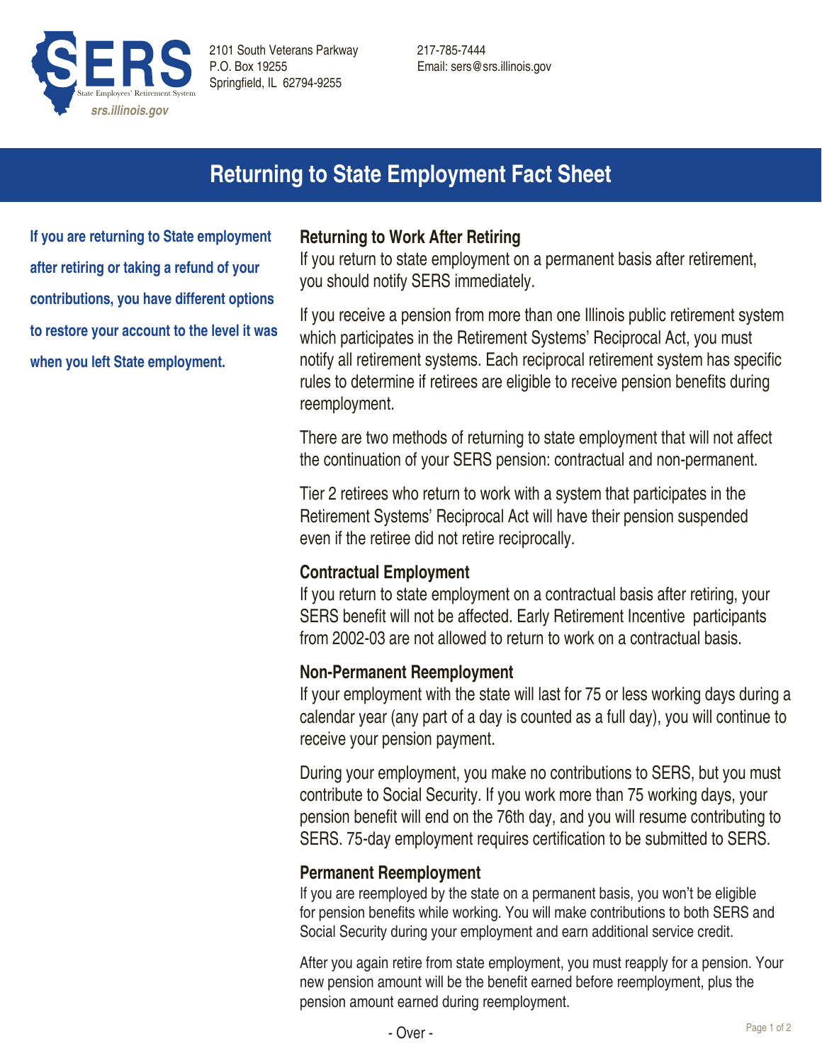SERS — State Employees' Retirement System

srs.illinois.gov

2101 South Veterans Parkway
P.O. Box 19255
Springfield, IL 62794-9255

217-785-7444
Email: sers@srs.illinois.gov

# Returning to State Employment Fact Sheet

**If you are returning to State employment after retiring or taking a refund of your contributions, you have different options to restore your account to the level it was when you left State employment.**

## Returning to Work After Retiring

If you return to state employment on a permanent basis after retirement, you should notify SERS immediately.

If you receive a pension from more than one Illinois public retirement system which participates in the Retirement Systems' Reciprocal Act, you must notify all retirement systems. Each reciprocal retirement system has specific rules to determine if retirees are eligible to receive pension benefits during reemployment.

There are two methods of returning to state employment that will not affect the continuation of your SERS pension: contractual and non-permanent.

Tier 2 retirees who return to work with a system that participates in the Retirement Systems' Reciprocal Act will have their pension suspended even if the retiree did not retire reciprocally.

## Contractual Employment

If you return to state employment on a contractual basis after retiring, your SERS benefit will not be affected. Early Retirement Incentive participants from 2002-03 are not allowed to return to work on a contractual basis.

## Non-Permanent Reemployment

If your employment with the state will last for 75 or less working days during a calendar year (any part of a day is counted as a full day), you will continue to receive your pension payment.

During your employment, you make no contributions to SERS, but you must contribute to Social Security. If you work more than 75 working days, your pension benefit will end on the 76th day, and you will resume contributing to SERS. 75-day employment requires certification to be submitted to SERS.

## Permanent Reemployment

If you are reemployed by the state on a permanent basis, you won't be eligible for pension benefits while working. You will make contributions to both SERS and Social Security during your employment and earn additional service credit.

After you again retire from state employment, you must reapply for a pension. Your new pension amount will be the benefit earned before reemployment, plus the pension amount earned during reemployment.

\- Over -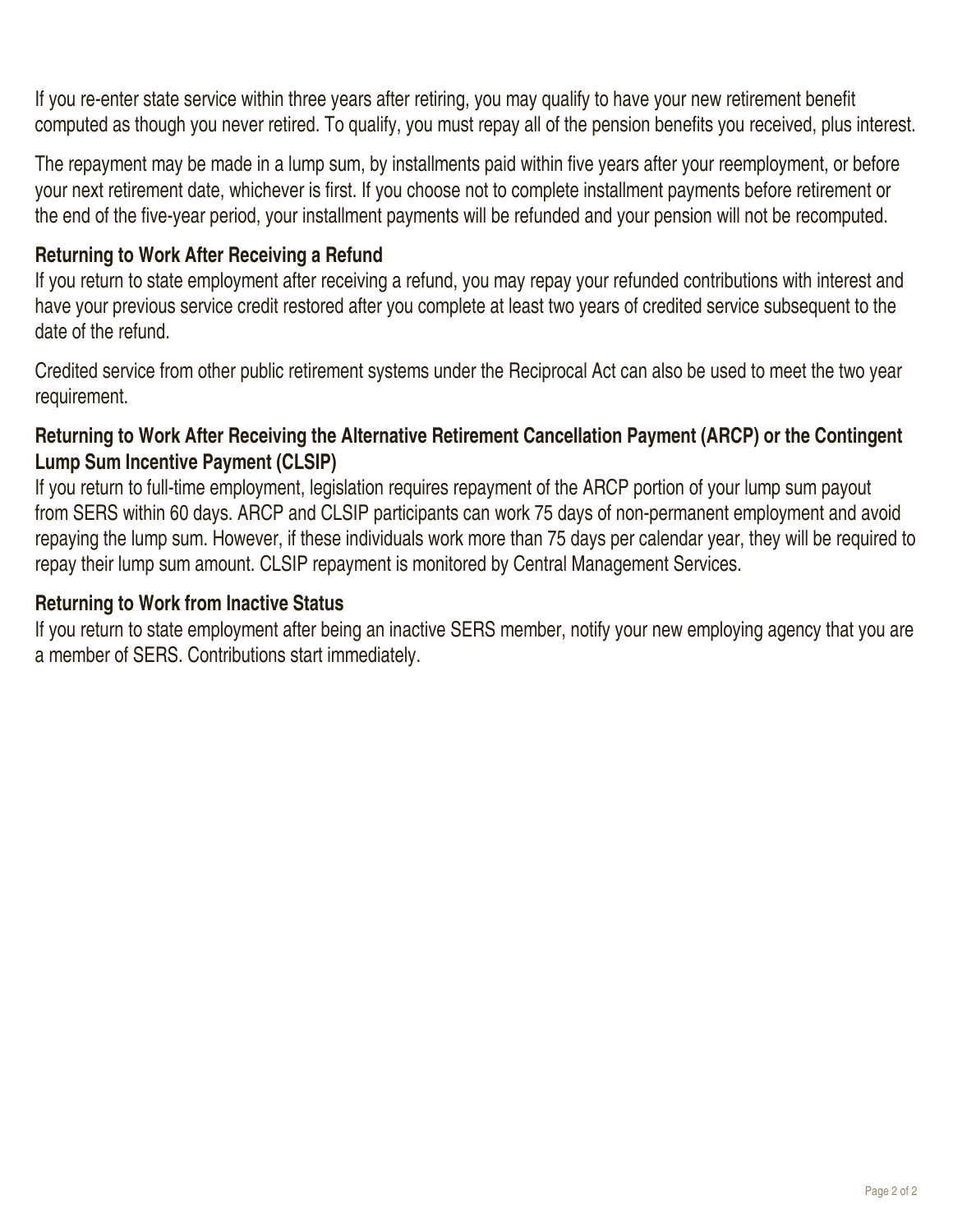If you re-enter state service within three years after retiring, you may qualify to have your new retirement benefit computed as though you never retired. To qualify, you must repay all of the pension benefits you received, plus interest.

The repayment may be made in a lump sum, by installments paid within five years after your reemployment, or before your next retirement date, whichever is first. If you choose not to complete installment payments before retirement or the end of the five-year period, your installment payments will be refunded and your pension will not be recomputed.

### Returning to Work After Receiving a Refund

If you return to state employment after receiving a refund, you may repay your refunded contributions with interest and have your previous service credit restored after you complete at least two years of credited service subsequent to the date of the refund.

Credited service from other public retirement systems under the Reciprocal Act can also be used to meet the two year requirement.

### Returning to Work After Receiving the Alternative Retirement Cancellation Payment (ARCP) or the Contingent Lump Sum Incentive Payment (CLSIP)

If you return to full-time employment, legislation requires repayment of the ARCP portion of your lump sum payout from SERS within 60 days. ARCP and CLSIP participants can work 75 days of non-permanent employment and avoid repaying the lump sum. However, if these individuals work more than 75 days per calendar year, they will be required to repay their lump sum amount. CLSIP repayment is monitored by Central Management Services.

### Returning to Work from Inactive Status

If you return to state employment after being an inactive SERS member, notify your new employing agency that you are a member of SERS. Contributions start immediately.